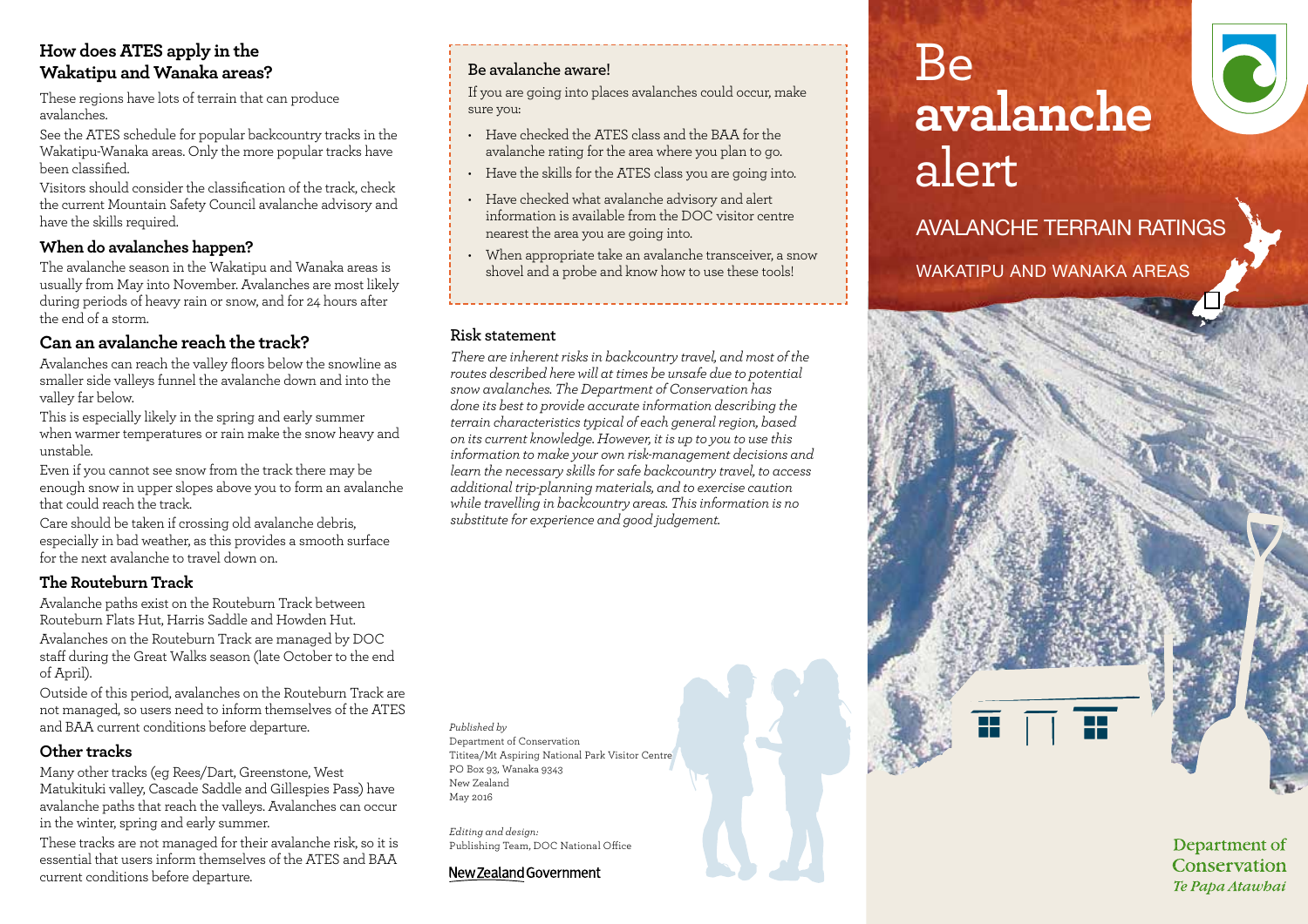## How does ATES apply in the Wakatipu and Wanaka areas?

These regions have lots of terrain that can produce avalanches.

See the ATES schedule for popular backcountry tracks in the Wakatipu-Wanaka areas. Only the more popular tracks have been classified.

Visitors should consider the classification of the track, check the current Mountain Safety Council avalanche advisory and have the skills required.

### When do avalanches happen?

The avalanche season in the Wakatipu and Wanaka areas is usually from May into November. Avalanches are most likely during periods of heavy rain or snow, and for 24 hours after the end of a storm.

### Can an avalanche reach the track?

Avalanches can reach the valley floors below the snowline as smaller side valleys funnel the avalanche down and into the valley far below.

This is especially likely in the spring and early summer when warmer temperatures or rain make the snow heavy and unstable.

Even if you cannot see snow from the track there may be enough snow in upper slopes above you to form an avalanche that could reach the track.

Care should be taken if crossing old avalanche debris, especially in bad weather, as this provides a smooth surface for the next avalanche to travel down on.

### The Routeburn Track

Avalanche paths exist on the Routeburn Track between Routeburn Flats Hut, Harris Saddle and Howden Hut.

Avalanches on the Routeburn Track are managed by DOC staff during the Great Walks season (late October to the end of April).

Outside of this period, avalanches on the Routeburn Track are not managed, so users need to inform themselves of the ATES and BAA current conditions before departure.

### Other tracks

Many other tracks (eg Rees/Dart, Greenstone, West Matukituki valley, Cascade Saddle and Gillespies Pass) have avalanche paths that reach the valleys. Avalanches can occur in the winter, spring and early summer.

These tracks are not managed for their avalanche risk, so it is essential that users inform themselves of the ATES and BAA current conditions before departure.

### Be avalanche aware!

If you are going into places avalanches could occur, make sure you:

- Have checked the ATES class and the BAA for the avalanche rating for the area where you plan to go.
- Have the skills for the ATES class you are going into.
- Have checked what avalanche advisory and alert information is available from the DOC visitor centre nearest the area you are going into.
- When appropriate take an avalanche transceiver, a snow shovel and a probe and know how to use these tools!

### Risk statement

*There are inherent risks in backcountry travel, and most of the routes described here will at times be unsafe due to potential snow avalanches. The Department of Conservation has done its best to provide accurate information describing the terrain characteristics typical of each general region, based on its current knowledge. However, it is up to you to use this information to make your own risk-management decisions and learn the necessary skills for safe backcountry travel, to access additional trip-planning materials, and to exercise caution while travelling in backcountry areas. This information is no substitute for experience and good judgement.*

*Published by*
Department of Conservation
Tititea/Mt Aspiring National Park Visitor Centre
PO Box 93, Wanaka 9343
New Zealand
May 2016

*Editing and design:*
Publishing Team, DOC National Office

New Zealand Government

# Be **avalanche** alert

## AVALANCHE TERRAIN RATINGS

WAKATIPU AND WANAKA AREAS

Department of Conservation
*Te Papa Atawhai*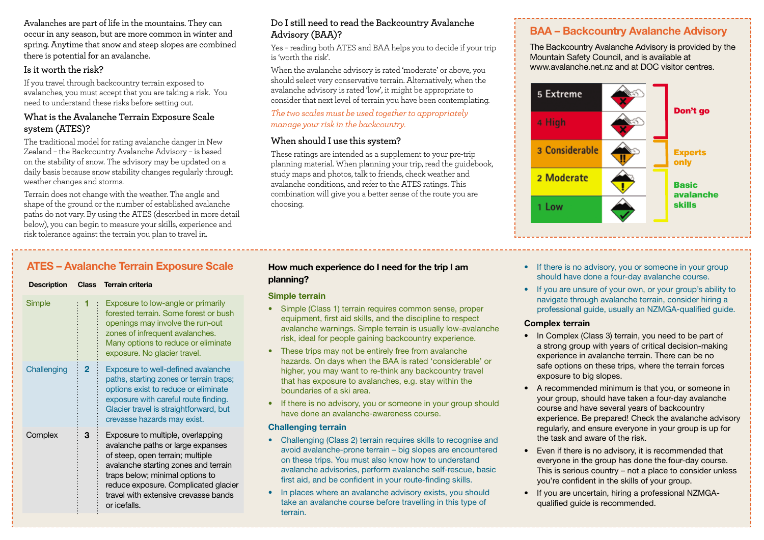Avalanches are part of life in the mountains. They can occur in any season, but are more common in winter and spring. Anytime that snow and steep slopes are combined there is potential for an avalanche.

### Is it worth the risk?

If you travel through backcountry terrain exposed to avalanches, you must accept that you are taking a risk. You need to understand these risks before setting out.

### What is the Avalanche Terrain Exposure Scale system (ATES)?

The traditional model for rating avalanche danger in New Zealand – the Backcountry Avalanche Advisory – is based on the stability of snow. The advisory may be updated on a daily basis because snow stability changes regularly through weather changes and storms.

Terrain does not change with the weather. The angle and shape of the ground or the number of established avalanche paths do not vary. By using the ATES (described in more detail below), you can begin to measure your skills, experience and risk tolerance against the terrain you plan to travel in.

### Do I still need to read the Backcountry Avalanche Advisory (BAA)?

Yes – reading both ATES and BAA helps you to decide if your trip is 'worth the risk'.

When the avalanche advisory is rated 'moderate' or above, you should select very conservative terrain. Alternatively, when the avalanche advisory is rated 'low', it might be appropriate to consider that next level of terrain you have been contemplating.

*The two scales must be used together to appropriately manage your risk in the backcountry.*

### When should I use this system?

These ratings are intended as a supplement to your pre-trip planning material. When planning your trip, read the guidebook, study maps and photos, talk to friends, check weather and avalanche conditions, and refer to the ATES ratings. This combination will give you a better sense of the route you are choosing.

## BAA – Backcountry Avalanche Advisory

The Backcountry Avalanche Advisory is provided by the Mountain Safety Council, and is available at www.avalanche.net.nz and at DOC visitor centres.

| Rating | Guidance |
|---|---|
| 5 Extreme | Don't go |
| 4 High | Don't go |
| 3 Considerable | Experts only |
| 2 Moderate | Basic avalanche skills |
| 1 Low | Basic avalanche skills |

## ATES – Avalanche Terrain Exposure Scale

| Description | Class | Terrain criteria |
|---|---|---|
| Simple | 1 | Exposure to low-angle or primarily forested terrain. Some forest or bush openings may involve the run-out zones of infrequent avalanches. Many options to reduce or eliminate exposure. No glacier travel. |
| Challenging | 2 | Exposure to well-defined avalanche paths, starting zones or terrain traps; options exist to reduce or eliminate exposure with careful route finding. Glacier travel is straightforward, but crevasse hazards may exist. |
| Complex | 3 | Exposure to multiple, overlapping avalanche paths or large expanses of steep, open terrain; multiple avalanche starting zones and terrain traps below; minimal options to reduce exposure. Complicated glacier travel with extensive crevasse bands or icefalls. |

### How much experience do I need for the trip I am planning?

#### Simple terrain

- Simple (Class 1) terrain requires common sense, proper equipment, first aid skills, and the discipline to respect avalanche warnings. Simple terrain is usually low-avalanche risk, ideal for people gaining backcountry experience.
- These trips may not be entirely free from avalanche hazards. On days when the BAA is rated 'considerable' or higher, you may want to re-think any backcountry travel that has exposure to avalanches, e.g. stay within the boundaries of a ski area.
- If there is no advisory, you or someone in your group should have done an avalanche-awareness course.

#### Challenging terrain

- Challenging (Class 2) terrain requires skills to recognise and avoid avalanche-prone terrain – big slopes are encountered on these trips. You must also know how to understand avalanche advisories, perform avalanche self-rescue, basic first aid, and be confident in your route-finding skills.
- In places where an avalanche advisory exists, you should take an avalanche course before travelling in this type of terrain.
- If there is no advisory, you or someone in your group should have done a four-day avalanche course.
- If you are unsure of your own, or your group's ability to navigate through avalanche terrain, consider hiring a professional guide, usually an NZMGA-qualified guide.

#### Complex terrain

- In Complex (Class 3) terrain, you need to be part of a strong group with years of critical decision-making experience in avalanche terrain. There can be no safe options on these trips, where the terrain forces exposure to big slopes.
- A recommended minimum is that you, or someone in your group, should have taken a four-day avalanche course and have several years of backcountry experience. Be prepared! Check the avalanche advisory regularly, and ensure everyone in your group is up for the task and aware of the risk.
- Even if there is no advisory, it is recommended that everyone in the group has done the four-day course. This is serious country – not a place to consider unless you're confident in the skills of your group.
- If you are uncertain, hiring a professional NZMGA-qualified guide is recommended.